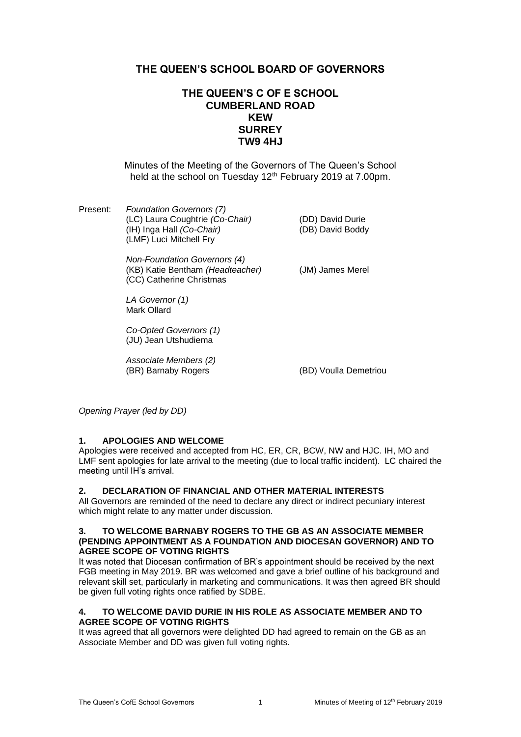# THE QUEEN'S SCHOOL BOARD OF GOVERNORS

## THE QUEEN'S C OF E SCHOOL
## CUMBERLAND ROAD
## KEW
## SURREY
## TW9 4HJ

Minutes of the Meeting of the Governors of The Queen's School held at the school on Tuesday 12th February 2019 at 7.00pm.

Present:

*Foundation Governors (7)*
(LC) Laura Coughtrie *(Co-Chair)*
(IH) Inga Hall *(Co-Chair)*
(LMF) Luci Mitchell Fry
(DD) David Durie
(DB) David Boddy

*Non-Foundation Governors (4)*
(KB) Katie Bentham *(Headteacher)*
(CC) Catherine Christmas
(JM) James Merel

*LA Governor (1)*
Mark Ollard

*Co-Opted Governors (1)*
(JU) Jean Utshudiema

*Associate Members (2)*
(BR) Barnaby Rogers
(BD) Voulla Demetriou

*Opening Prayer (led by DD)*

**1. APOLOGIES AND WELCOME**

Apologies were received and accepted from HC, ER, CR, BCW, NW and HJC. IH, MO and LMF sent apologies for late arrival to the meeting (due to local traffic incident). LC chaired the meeting until IH's arrival.

**2. DECLARATION OF FINANCIAL AND OTHER MATERIAL INTERESTS**

All Governors are reminded of the need to declare any direct or indirect pecuniary interest which might relate to any matter under discussion.

**3. TO WELCOME BARNABY ROGERS TO THE GB AS AN ASSOCIATE MEMBER (PENDING APPOINTMENT AS A FOUNDATION AND DIOCESAN GOVERNOR) AND TO AGREE SCOPE OF VOTING RIGHTS**

It was noted that Diocesan confirmation of BR's appointment should be received by the next FGB meeting in May 2019. BR was welcomed and gave a brief outline of his background and relevant skill set, particularly in marketing and communications. It was then agreed BR should be given full voting rights once ratified by SDBE.

**4. TO WELCOME DAVID DURIE IN HIS ROLE AS ASSOCIATE MEMBER AND TO AGREE SCOPE OF VOTING RIGHTS**

It was agreed that all governors were delighted DD had agreed to remain on the GB as an Associate Member and DD was given full voting rights.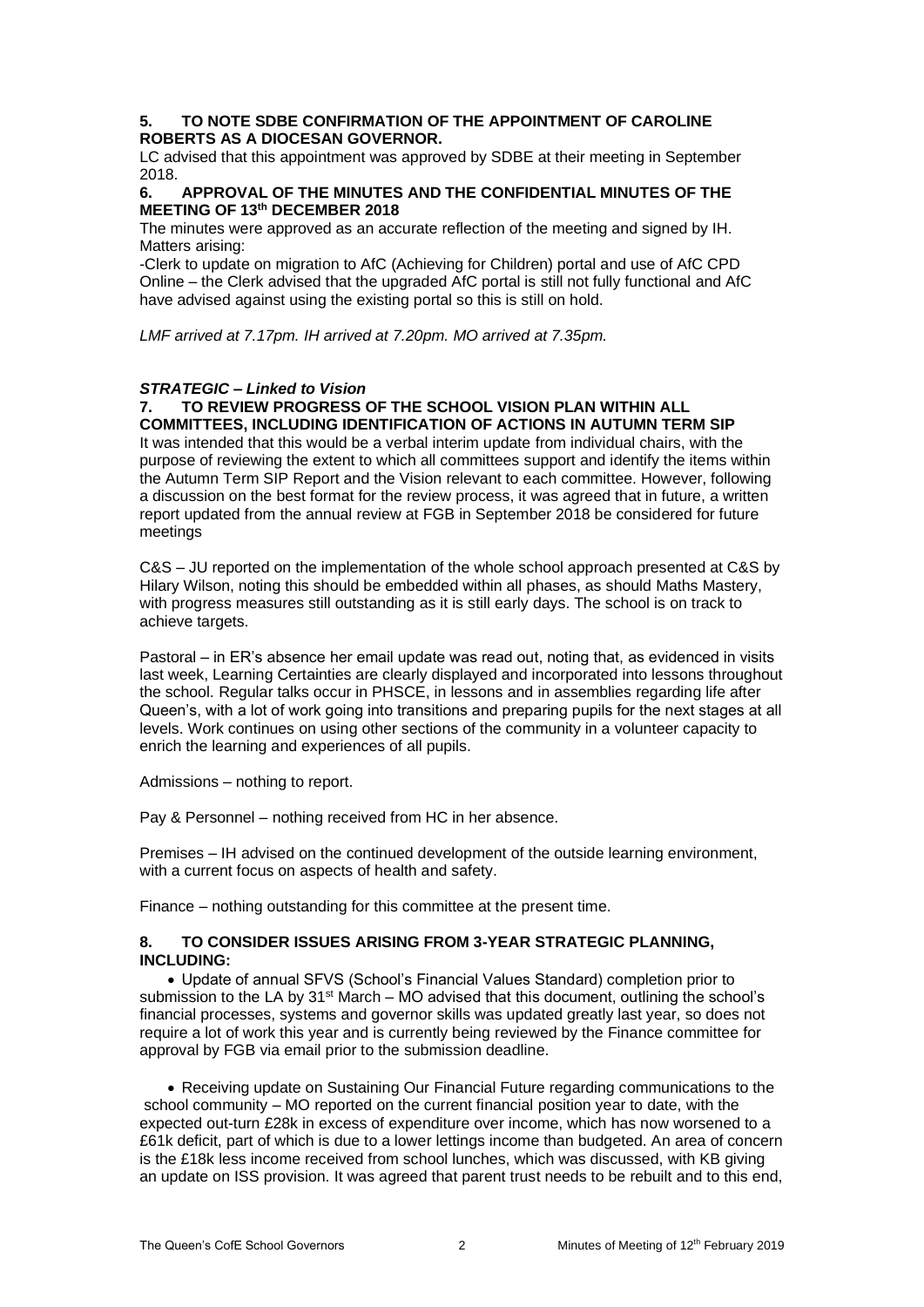**5. TO NOTE SDBE CONFIRMATION OF THE APPOINTMENT OF CAROLINE ROBERTS AS A DIOCESAN GOVERNOR.**

LC advised that this appointment was approved by SDBE at their meeting in September 2018.

**6. APPROVAL OF THE MINUTES AND THE CONFIDENTIAL MINUTES OF THE MEETING OF 13th DECEMBER 2018**

The minutes were approved as an accurate reflection of the meeting and signed by IH.
Matters arising:

-Clerk to update on migration to AfC (Achieving for Children) portal and use of AfC CPD Online – the Clerk advised that the upgraded AfC portal is still not fully functional and AfC have advised against using the existing portal so this is still on hold.

*LMF arrived at 7.17pm. IH arrived at 7.20pm. MO arrived at 7.35pm.*

***STRATEGIC – Linked to Vision***

**7. TO REVIEW PROGRESS OF THE SCHOOL VISION PLAN WITHIN ALL COMMITTEES, INCLUDING IDENTIFICATION OF ACTIONS IN AUTUMN TERM SIP**

It was intended that this would be a verbal interim update from individual chairs, with the purpose of reviewing the extent to which all committees support and identify the items within the Autumn Term SIP Report and the Vision relevant to each committee. However, following a discussion on the best format for the review process, it was agreed that in future, a written report updated from the annual review at FGB in September 2018 be considered for future meetings

C&S – JU reported on the implementation of the whole school approach presented at C&S by Hilary Wilson, noting this should be embedded within all phases, as should Maths Mastery, with progress measures still outstanding as it is still early days. The school is on track to achieve targets.

Pastoral – in ER's absence her email update was read out, noting that, as evidenced in visits last week, Learning Certainties are clearly displayed and incorporated into lessons throughout the school. Regular talks occur in PHSCE, in lessons and in assemblies regarding life after Queen's, with a lot of work going into transitions and preparing pupils for the next stages at all levels. Work continues on using other sections of the community in a volunteer capacity to enrich the learning and experiences of all pupils.

Admissions – nothing to report.

Pay & Personnel – nothing received from HC in her absence.

Premises – IH advised on the continued development of the outside learning environment, with a current focus on aspects of health and safety.

Finance – nothing outstanding for this committee at the present time.

**8. TO CONSIDER ISSUES ARISING FROM 3-YEAR STRATEGIC PLANNING, INCLUDING:**

- Update of annual SFVS (School's Financial Values Standard) completion prior to submission to the LA by 31st March – MO advised that this document, outlining the school's financial processes, systems and governor skills was updated greatly last year, so does not require a lot of work this year and is currently being reviewed by the Finance committee for approval by FGB via email prior to the submission deadline.

- Receiving update on Sustaining Our Financial Future regarding communications to the school community – MO reported on the current financial position year to date, with the expected out-turn £28k in excess of expenditure over income, which has now worsened to a £61k deficit, part of which is due to a lower lettings income than budgeted. An area of concern is the £18k less income received from school lunches, which was discussed, with KB giving an update on ISS provision. It was agreed that parent trust needs to be rebuilt and to this end,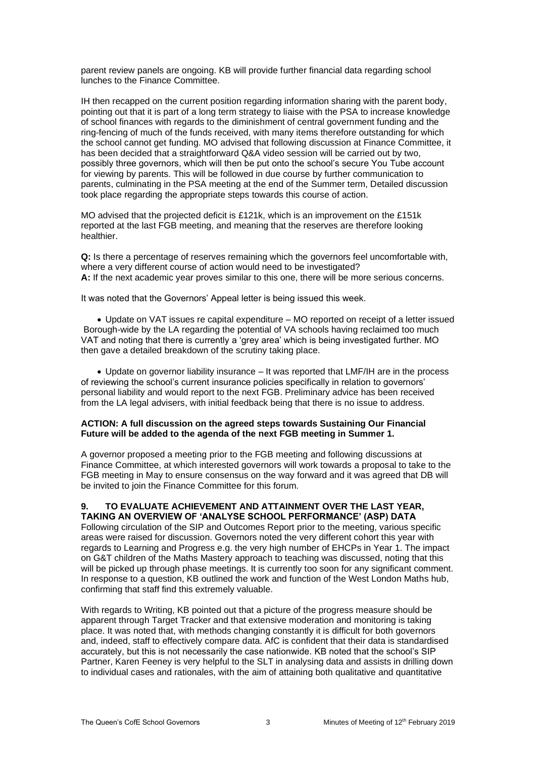parent review panels are ongoing. KB will provide further financial data regarding school lunches to the Finance Committee.

IH then recapped on the current position regarding information sharing with the parent body, pointing out that it is part of a long term strategy to liaise with the PSA to increase knowledge of school finances with regards to the diminishment of central government funding and the ring-fencing of much of the funds received, with many items therefore outstanding for which the school cannot get funding. MO advised that following discussion at Finance Committee, it has been decided that a straightforward Q&A video session will be carried out by two, possibly three governors, which will then be put onto the school's secure You Tube account for viewing by parents. This will be followed in due course by further communication to parents, culminating in the PSA meeting at the end of the Summer term, Detailed discussion took place regarding the appropriate steps towards this course of action.

MO advised that the projected deficit is £121k, which is an improvement on the £151k reported at the last FGB meeting, and meaning that the reserves are therefore looking healthier.

**Q:** Is there a percentage of reserves remaining which the governors feel uncomfortable with, where a very different course of action would need to be investigated?
**A:** If the next academic year proves similar to this one, there will be more serious concerns.

It was noted that the Governors' Appeal letter is being issued this week.

- Update on VAT issues re capital expenditure – MO reported on receipt of a letter issued Borough-wide by the LA regarding the potential of VA schools having reclaimed too much VAT and noting that there is currently a 'grey area' which is being investigated further. MO then gave a detailed breakdown of the scrutiny taking place.

- Update on governor liability insurance – It was reported that LMF/IH are in the process of reviewing the school's current insurance policies specifically in relation to governors' personal liability and would report to the next FGB. Preliminary advice has been received from the LA legal advisers, with initial feedback being that there is no issue to address.

**ACTION: A full discussion on the agreed steps towards Sustaining Our Financial Future will be added to the agenda of the next FGB meeting in Summer 1.**

A governor proposed a meeting prior to the FGB meeting and following discussions at Finance Committee, at which interested governors will work towards a proposal to take to the FGB meeting in May to ensure consensus on the way forward and it was agreed that DB will be invited to join the Finance Committee for this forum.

## 9. TO EVALUATE ACHIEVEMENT AND ATTAINMENT OVER THE LAST YEAR, TAKING AN OVERVIEW OF 'ANALYSE SCHOOL PERFORMANCE' (ASP) DATA

Following circulation of the SIP and Outcomes Report prior to the meeting, various specific areas were raised for discussion. Governors noted the very different cohort this year with regards to Learning and Progress e.g. the very high number of EHCPs in Year 1. The impact on G&T children of the Maths Mastery approach to teaching was discussed, noting that this will be picked up through phase meetings. It is currently too soon for any significant comment. In response to a question, KB outlined the work and function of the West London Maths hub, confirming that staff find this extremely valuable.

With regards to Writing, KB pointed out that a picture of the progress measure should be apparent through Target Tracker and that extensive moderation and monitoring is taking place. It was noted that, with methods changing constantly it is difficult for both governors and, indeed, staff to effectively compare data. AfC is confident that their data is standardised accurately, but this is not necessarily the case nationwide. KB noted that the school's SIP Partner, Karen Feeney is very helpful to the SLT in analysing data and assists in drilling down to individual cases and rationales, with the aim of attaining both qualitative and quantitative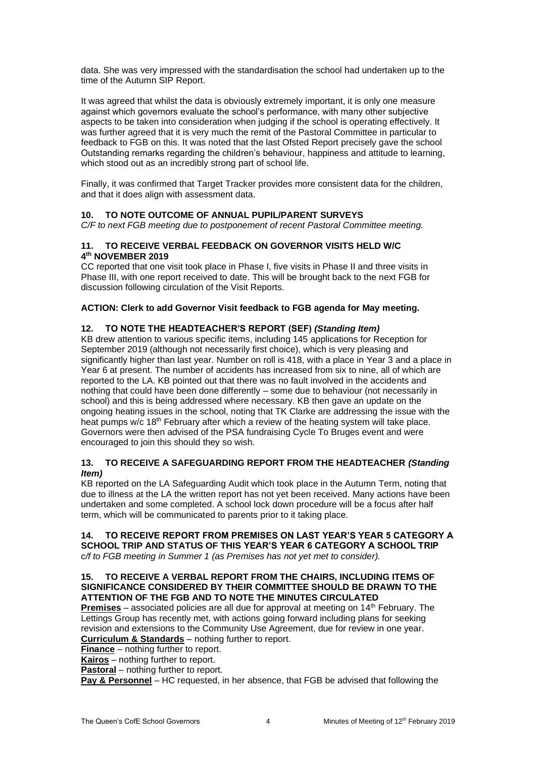data. She was very impressed with the standardisation the school had undertaken up to the time of the Autumn SIP Report.

It was agreed that whilst the data is obviously extremely important, it is only one measure against which governors evaluate the school's performance, with many other subjective aspects to be taken into consideration when judging if the school is operating effectively. It was further agreed that it is very much the remit of the Pastoral Committee in particular to feedback to FGB on this. It was noted that the last Ofsted Report precisely gave the school Outstanding remarks regarding the children's behaviour, happiness and attitude to learning, which stood out as an incredibly strong part of school life.

Finally, it was confirmed that Target Tracker provides more consistent data for the children, and that it does align with assessment data.

**10. TO NOTE OUTCOME OF ANNUAL PUPIL/PARENT SURVEYS**

*C/F to next FGB meeting due to postponement of recent Pastoral Committee meeting.*

**11. TO RECEIVE VERBAL FEEDBACK ON GOVERNOR VISITS HELD W/C 4th NOVEMBER 2019**

CC reported that one visit took place in Phase I, five visits in Phase II and three visits in Phase III, with one report received to date. This will be brought back to the next FGB for discussion following circulation of the Visit Reports.

**ACTION: Clerk to add Governor Visit feedback to FGB agenda for May meeting.**

**12. TO NOTE THE HEADTEACHER'S REPORT (SEF) *(Standing Item)***

KB drew attention to various specific items, including 145 applications for Reception for September 2019 (although not necessarily first choice), which is very pleasing and significantly higher than last year. Number on roll is 418, with a place in Year 3 and a place in Year 6 at present. The number of accidents has increased from six to nine, all of which are reported to the LA. KB pointed out that there was no fault involved in the accidents and nothing that could have been done differently – some due to behaviour (not necessarily in school) and this is being addressed where necessary. KB then gave an update on the ongoing heating issues in the school, noting that TK Clarke are addressing the issue with the heat pumps w/c 18th February after which a review of the heating system will take place. Governors were then advised of the PSA fundraising Cycle To Bruges event and were encouraged to join this should they so wish.

**13. TO RECEIVE A SAFEGUARDING REPORT FROM THE HEADTEACHER *(Standing Item)***

KB reported on the LA Safeguarding Audit which took place in the Autumn Term, noting that due to illness at the LA the written report has not yet been received. Many actions have been undertaken and some completed. A school lock down procedure will be a focus after half term, which will be communicated to parents prior to it taking place.

**14. TO RECEIVE REPORT FROM PREMISES ON LAST YEAR'S YEAR 5 CATEGORY A SCHOOL TRIP AND STATUS OF THIS YEAR'S YEAR 6 CATEGORY A SCHOOL TRIP**

*c/f to FGB meeting in Summer 1 (as Premises has not yet met to consider).*

**15. TO RECEIVE A VERBAL REPORT FROM THE CHAIRS, INCLUDING ITEMS OF SIGNIFICANCE CONSIDERED BY THEIR COMMITTEE SHOULD BE DRAWN TO THE ATTENTION OF THE FGB AND TO NOTE THE MINUTES CIRCULATED**

**Premises** – associated policies are all due for approval at meeting on 14th February. The Lettings Group has recently met, with actions going forward including plans for seeking revision and extensions to the Community Use Agreement, due for review in one year.

**Curriculum & Standards** – nothing further to report.

**Finance** – nothing further to report.

**Kairos** – nothing further to report.

**Pastoral** – nothing further to report.

**Pay & Personnel** – HC requested, in her absence, that FGB be advised that following the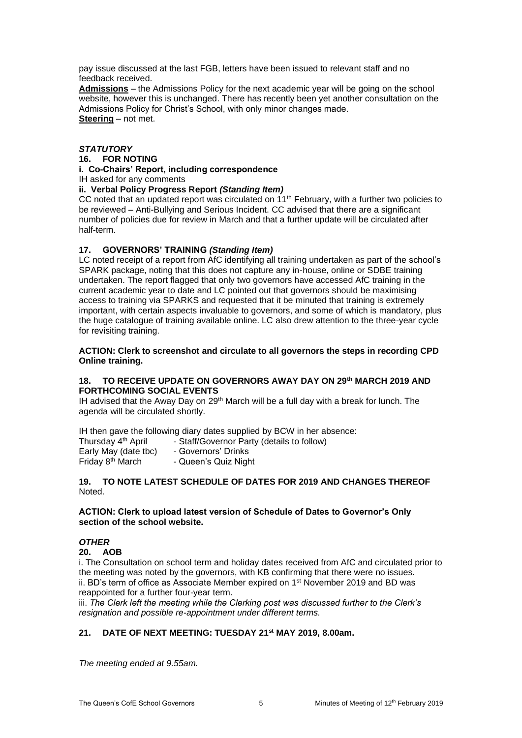pay issue discussed at the last FGB, letters have been issued to relevant staff and no feedback received.

**Admissions** – the Admissions Policy for the next academic year will be going on the school website, however this is unchanged. There has recently been yet another consultation on the Admissions Policy for Christ's School, with only minor changes made.

**Steering** – not met.

### *STATUTORY*

### 16. FOR NOTING

**i. Co-Chairs' Report, including correspondence**

IH asked for any comments

**ii. Verbal Policy Progress Report *(Standing Item)***

CC noted that an updated report was circulated on 11th February, with a further two policies to be reviewed – Anti-Bullying and Serious Incident. CC advised that there are a significant number of policies due for review in March and that a further update will be circulated after half-term.

### 17. GOVERNORS' TRAINING *(Standing Item)*

LC noted receipt of a report from AfC identifying all training undertaken as part of the school's SPARK package, noting that this does not capture any in-house, online or SDBE training undertaken. The report flagged that only two governors have accessed AfC training in the current academic year to date and LC pointed out that governors should be maximising access to training via SPARKS and requested that it be minuted that training is extremely important, with certain aspects invaluable to governors, and some of which is mandatory, plus the huge catalogue of training available online. LC also drew attention to the three-year cycle for revisiting training.

**ACTION: Clerk to screenshot and circulate to all governors the steps in recording CPD Online training.**

### 18. TO RECEIVE UPDATE ON GOVERNORS AWAY DAY ON 29th MARCH 2019 AND FORTHCOMING SOCIAL EVENTS

IH advised that the Away Day on 29th March will be a full day with a break for lunch. The agenda will be circulated shortly.

IH then gave the following diary dates supplied by BCW in her absence:

| | |
|---|---|
| Thursday 4th April | - Staff/Governor Party (details to follow) |
| Early May (date tbc) | - Governors' Drinks |
| Friday 8th March | - Queen's Quiz Night |

### 19. TO NOTE LATEST SCHEDULE OF DATES FOR 2019 AND CHANGES THEREOF

Noted.

**ACTION: Clerk to upload latest version of Schedule of Dates to Governor's Only section of the school website.**

### *OTHER*

### 20. AOB

i. The Consultation on school term and holiday dates received from AfC and circulated prior to the meeting was noted by the governors, with KB confirming that there were no issues.

ii. BD's term of office as Associate Member expired on 1st November 2019 and BD was reappointed for a further four-year term.

iii. *The Clerk left the meeting while the Clerking post was discussed further to the Clerk's resignation and possible re-appointment under different terms.*

### 21. DATE OF NEXT MEETING: TUESDAY 21st MAY 2019, 8.00am.

*The meeting ended at 9.55am.*